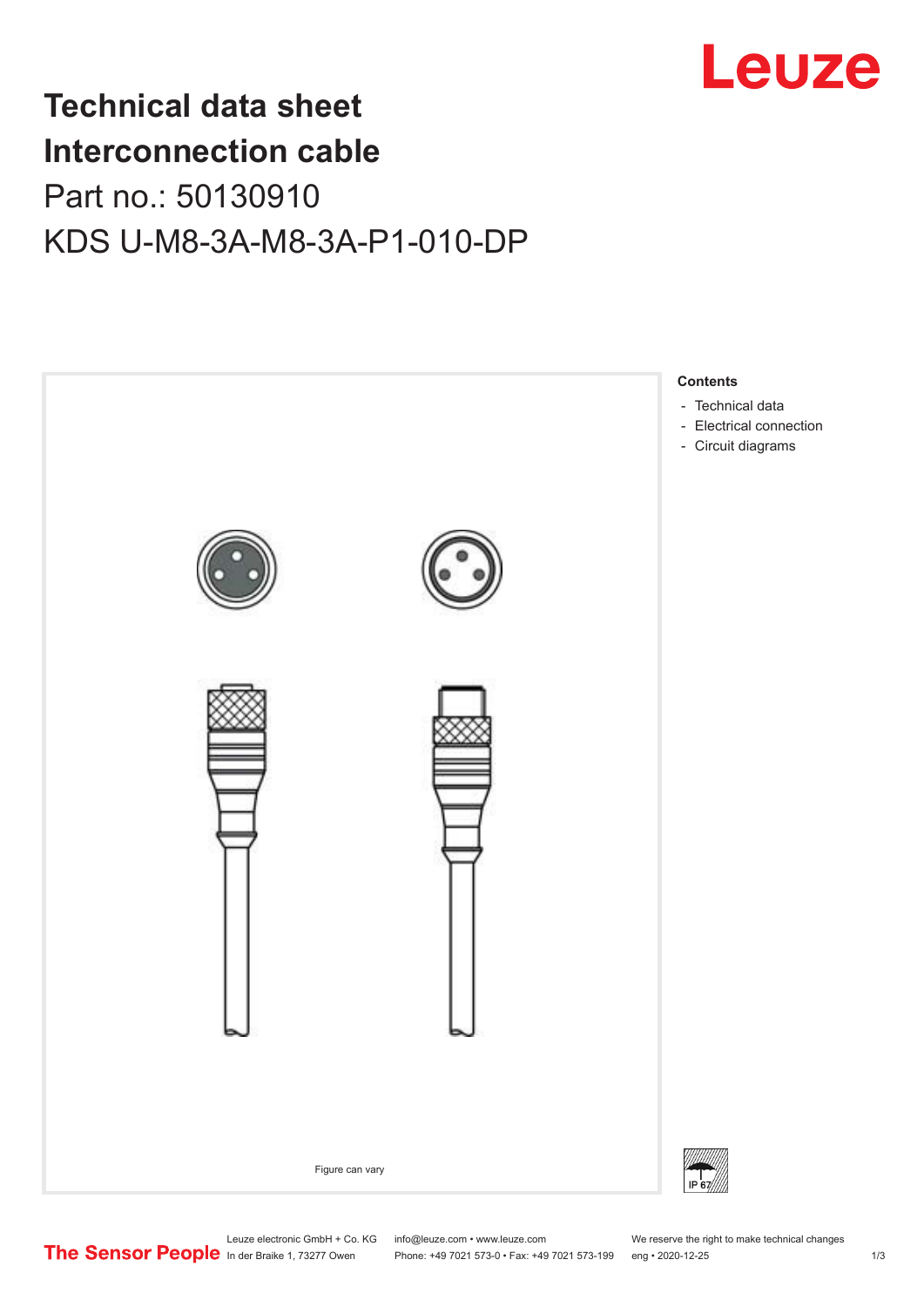# Technical data sheet

# Interconnection cable

## Part no.: 50130910

## KDS U-M8-3A-M8-3A-P1-010-DP

Figure can vary

**Contents**

- Technical data
- Electrical connection
- Circuit diagrams

IP 67

Leuze electronic GmbH + Co. KG
In der Braike 1, 73277 Owen

info@leuze.com • www.leuze.com
Phone: +49 7021 573-0 • Fax: +49 7021 573-199

We reserve the right to make technical changes
eng • 2020-12-25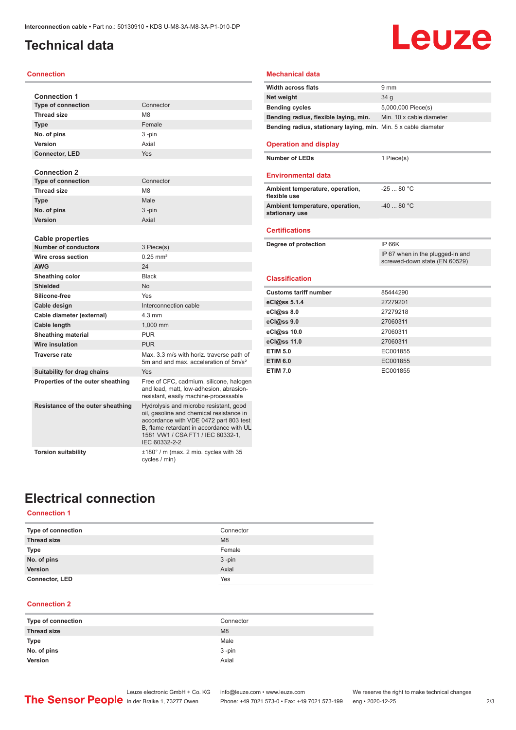# Technical data

## Connection

| Connection 1 | |
|---|---|
| **Type of connection** | Connector |
| **Thread size** | M8 |
| **Type** | Female |
| **No. of pins** | 3 -pin |
| **Version** | Axial |
| **Connector, LED** | Yes |

| Connection 2 | |
|---|---|
| **Type of connection** | Connector |
| **Thread size** | M8 |
| **Type** | Male |
| **No. of pins** | 3 -pin |
| **Version** | Axial |

| Cable properties | |
|---|---|
| **Number of conductors** | 3 Piece(s) |
| **Wire cross section** | 0.25 mm² |
| **AWG** | 24 |
| **Sheathing color** | Black |
| **Shielded** | No |
| **Silicone-free** | Yes |
| **Cable design** | Interconnection cable |
| **Cable diameter (external)** | 4.3 mm |
| **Cable length** | 1,000 mm |
| **Sheathing material** | PUR |
| **Wire insulation** | PUR |
| **Traverse rate** | Max. 3.3 m/s with horiz. traverse path of 5m and and max. acceleration of 5m/s² |
| **Suitability for drag chains** | Yes |
| **Properties of the outer sheathing** | Free of CFC, cadmium, silicone, halogen and lead, matt, low-adhesion, abrasion-resistant, easily machine-processable |
| **Resistance of the outer sheathing** | Hydrolysis and microbe resistant, good oil, gasoline and chemical resistance in accordance with VDE 0472 part 803 test B, flame retardant in accordance with UL 1581 VW1 / CSA FT1 / IEC 60332-1, IEC 60332-2-2 |
| **Torsion suitability** | ±180° / m (max. 2 mio. cycles with 35 cycles / min) |

## Mechanical data

| | |
|---|---|
| **Width across flats** | 9 mm |
| **Net weight** | 34 g |
| **Bending cycles** | 5,000,000 Piece(s) |
| **Bending radius, flexible laying, min.** | Min. 10 x cable diameter |
| **Bending radius, stationary laying, min.** | Min. 5 x cable diameter |

## Operation and display

| | |
|---|---|
| **Number of LEDs** | 1 Piece(s) |

## Environmental data

| | |
|---|---|
| **Ambient temperature, operation, flexible use** | -25 ... 80 °C |
| **Ambient temperature, operation, stationary use** | -40 ... 80 °C |

## Certifications

| | |
|---|---|
| **Degree of protection** | IP 66K |
| | IP 67 when in the plugged-in and screwed-down state (EN 60529) |

## Classification

| | |
|---|---|
| **Customs tariff number** | 85444290 |
| **eCl@ss 5.1.4** | 27279201 |
| **eCl@ss 8.0** | 27279218 |
| **eCl@ss 9.0** | 27060311 |
| **eCl@ss 10.0** | 27060311 |
| **eCl@ss 11.0** | 27060311 |
| **ETIM 5.0** | EC001855 |
| **ETIM 6.0** | EC001855 |
| **ETIM 7.0** | EC001855 |

# Electrical connection

## Connection 1

| | |
|---|---|
| **Type of connection** | Connector |
| **Thread size** | M8 |
| **Type** | Female |
| **No. of pins** | 3 -pin |
| **Version** | Axial |
| **Connector, LED** | Yes |

## Connection 2

| | |
|---|---|
| **Type of connection** | Connector |
| **Thread size** | M8 |
| **Type** | Male |
| **No. of pins** | 3 -pin |
| **Version** | Axial |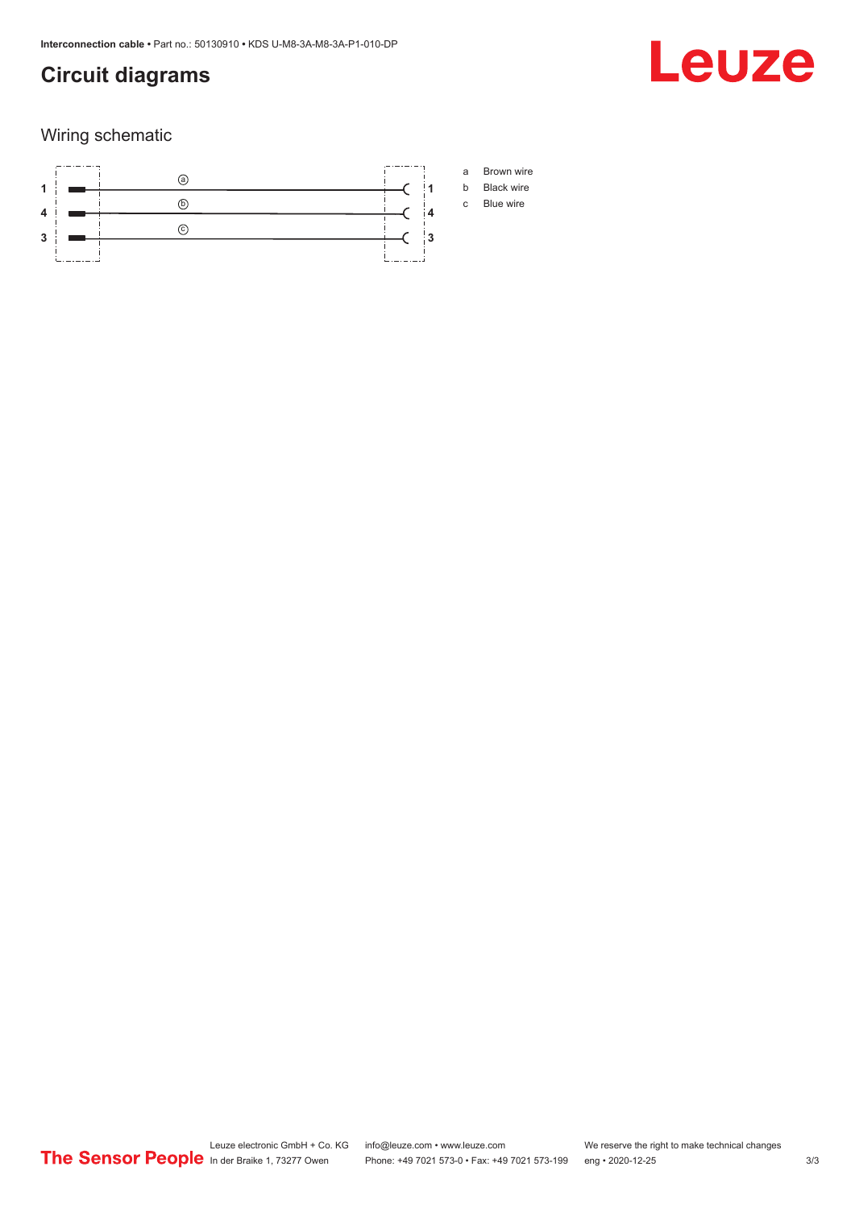## Circuit diagrams

### Wiring schematic

1
4
3

a
b
c

1
4
3

a Brown wire
b Black wire
c Blue wire